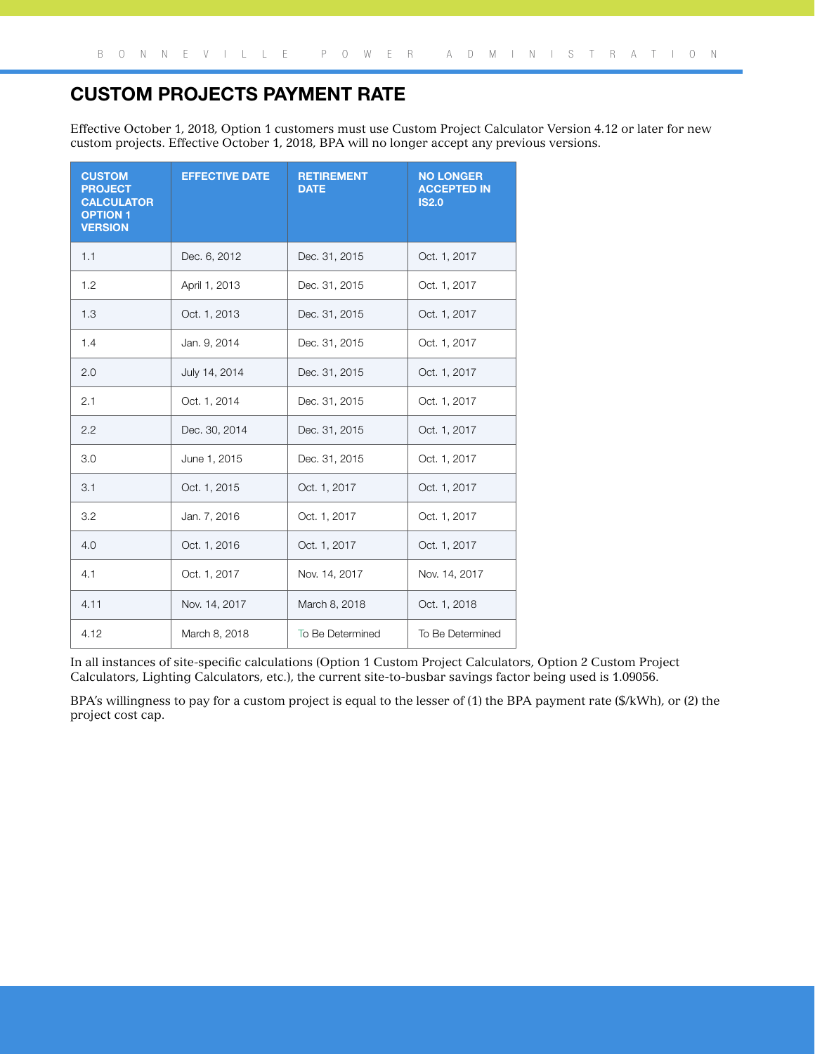# CUSTOM PROJECTS PAYMENT RATE

Effective October 1, 2018, Option 1 customers must use Custom Project Calculator Version 4.12 or later for new custom projects. Effective October 1, 2018, BPA will no longer accept any previous versions.

| CUSTOM PROJECT CALCULATOR OPTION 1 VERSION | EFFECTIVE DATE | RETIREMENT DATE | NO LONGER ACCEPTED IN IS2.0 |
|---|---|---|---|
| 1.1 | Dec. 6, 2012 | Dec. 31, 2015 | Oct. 1, 2017 |
| 1.2 | April 1, 2013 | Dec. 31, 2015 | Oct. 1, 2017 |
| 1.3 | Oct. 1, 2013 | Dec. 31, 2015 | Oct. 1, 2017 |
| 1.4 | Jan. 9, 2014 | Dec. 31, 2015 | Oct. 1, 2017 |
| 2.0 | July 14, 2014 | Dec. 31, 2015 | Oct. 1, 2017 |
| 2.1 | Oct. 1, 2014 | Dec. 31, 2015 | Oct. 1, 2017 |
| 2.2 | Dec. 30, 2014 | Dec. 31, 2015 | Oct. 1, 2017 |
| 3.0 | June 1, 2015 | Dec. 31, 2015 | Oct. 1, 2017 |
| 3.1 | Oct. 1, 2015 | Oct. 1, 2017 | Oct. 1, 2017 |
| 3.2 | Jan. 7, 2016 | Oct. 1, 2017 | Oct. 1, 2017 |
| 4.0 | Oct. 1, 2016 | Oct. 1, 2017 | Oct. 1, 2017 |
| 4.1 | Oct. 1, 2017 | Nov. 14, 2017 | Nov. 14, 2017 |
| 4.11 | Nov. 14, 2017 | March 8, 2018 | Oct. 1, 2018 |
| 4.12 | March 8, 2018 | To Be Determined | To Be Determined |

In all instances of site-specific calculations (Option 1 Custom Project Calculators, Option 2 Custom Project Calculators, Lighting Calculators, etc.), the current site-to-busbar savings factor being used is 1.09056.

BPA's willingness to pay for a custom project is equal to the lesser of (1) the BPA payment rate ($/kWh), or (2) the project cost cap.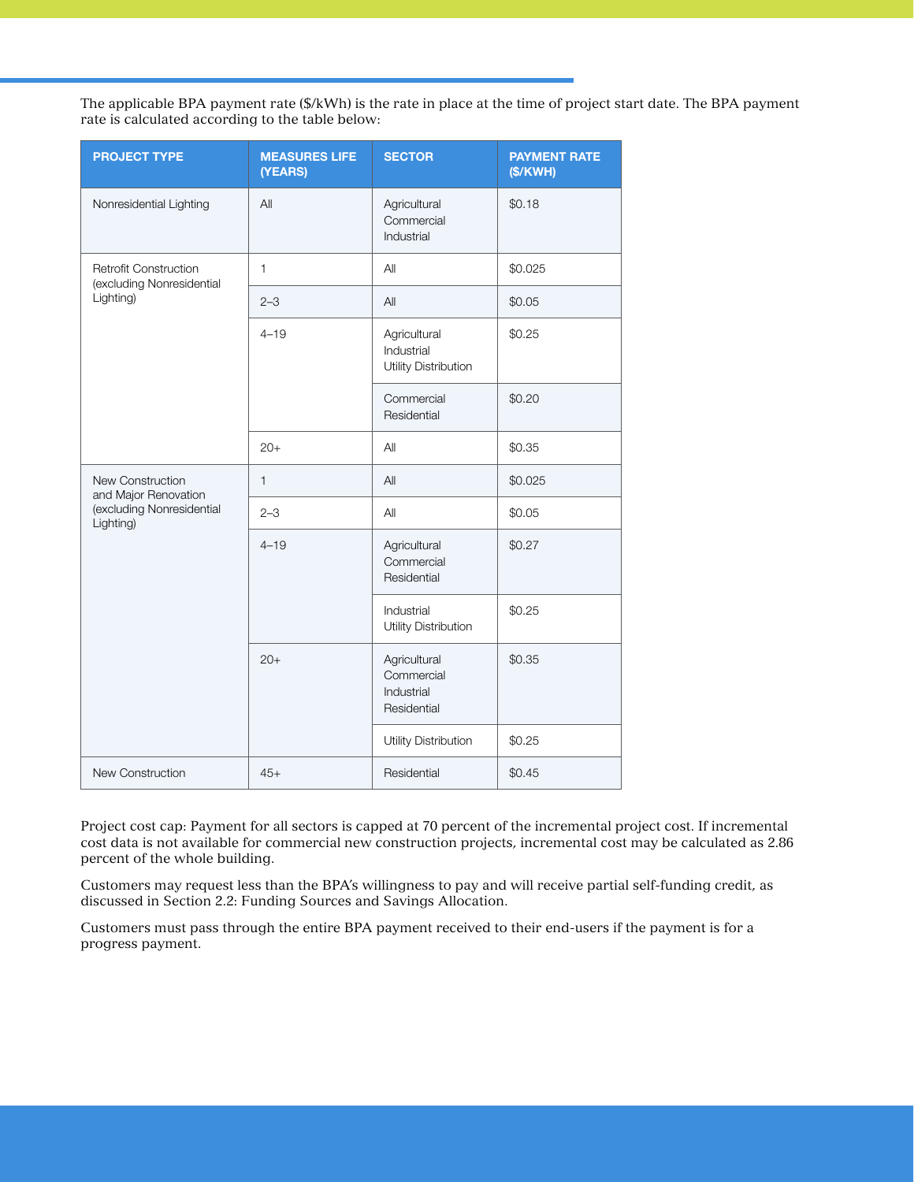The applicable BPA payment rate ($/kWh) is the rate in place at the time of project start date. The BPA payment rate is calculated according to the table below:

| PROJECT TYPE | MEASURES LIFE (YEARS) | SECTOR | PAYMENT RATE ($/KWH) |
|---|---|---|---|
| Nonresidential Lighting | All | Agricultural<br>Commercial<br>Industrial | $0.18 |
| Retrofit Construction (excluding Nonresidential Lighting) | 1 | All | $0.025 |
| | 2–3 | All | $0.05 |
| | 4–19 | Agricultural<br>Industrial<br>Utility Distribution | $0.25 |
| | | Commercial<br>Residential | $0.20 |
| | 20+ | All | $0.35 |
| New Construction and Major Renovation (excluding Nonresidential Lighting) | 1 | All | $0.025 |
| | 2–3 | All | $0.05 |
| | 4–19 | Agricultural<br>Commercial<br>Residential | $0.27 |
| | | Industrial<br>Utility Distribution | $0.25 |
| | 20+ | Agricultural<br>Commercial<br>Industrial<br>Residential | $0.35 |
| | | Utility Distribution | $0.25 |
| New Construction | 45+ | Residential | $0.45 |

Project cost cap: Payment for all sectors is capped at 70 percent of the incremental project cost. If incremental cost data is not available for commercial new construction projects, incremental cost may be calculated as 2.86 percent of the whole building.

Customers may request less than the BPA's willingness to pay and will receive partial self-funding credit, as discussed in Section 2.2: Funding Sources and Savings Allocation.

Customers must pass through the entire BPA payment received to their end-users if the payment is for a progress payment.